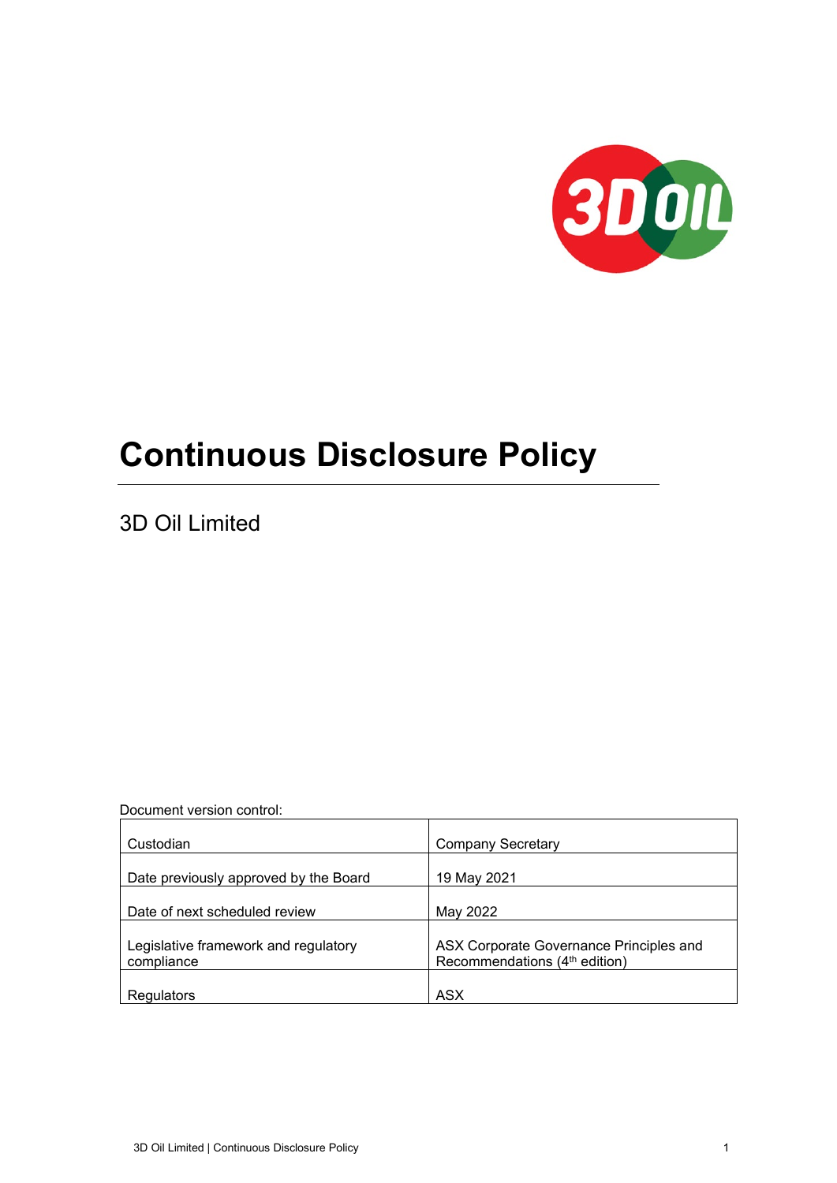# Continuous Disclosure Policy

3D Oil Limited

Document version control:

| Custodian | Company Secretary |
|---|---|
| Date previously approved by the Board | 19 May 2021 |
| Date of next scheduled review | May 2022 |
| Legislative framework and regulatory compliance | ASX Corporate Governance Principles and Recommendations (4th edition) |
| Regulators | ASX |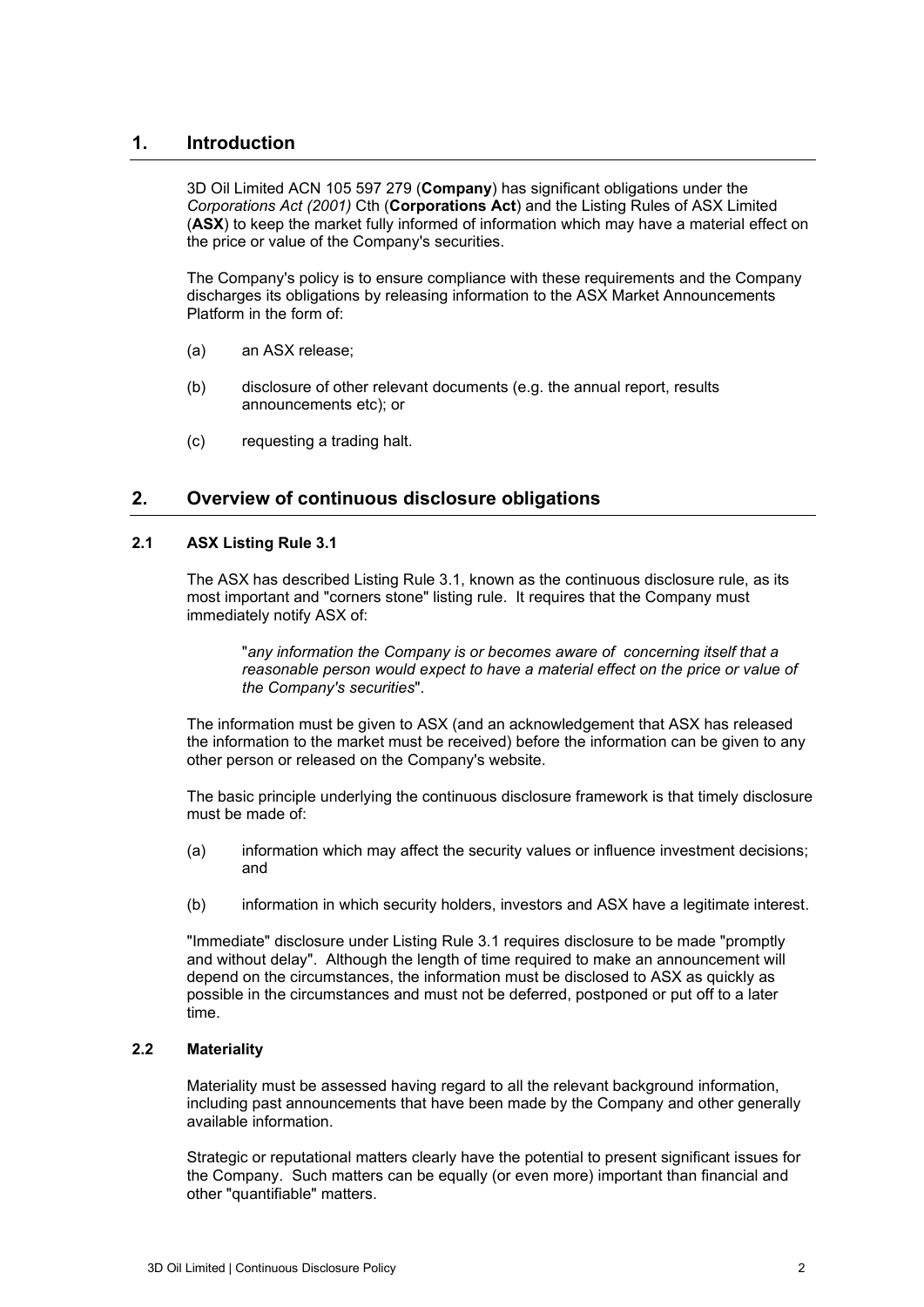# 1. Introduction

3D Oil Limited ACN 105 597 279 (**Company**) has significant obligations under the *Corporations Act (2001)* Cth (**Corporations Act**) and the Listing Rules of ASX Limited (**ASX**) to keep the market fully informed of information which may have a material effect on the price or value of the Company's securities.

The Company's policy is to ensure compliance with these requirements and the Company discharges its obligations by releasing information to the ASX Market Announcements Platform in the form of:

(a) an ASX release;

(b) disclosure of other relevant documents (e.g. the annual report, results announcements etc); or

(c) requesting a trading halt.

# 2. Overview of continuous disclosure obligations

## 2.1 ASX Listing Rule 3.1

The ASX has described Listing Rule 3.1, known as the continuous disclosure rule, as its most important and "corners stone" listing rule. It requires that the Company must immediately notify ASX of:

> "*any information the Company is or becomes aware of concerning itself that a reasonable person would expect to have a material effect on the price or value of the Company's securities*".

The information must be given to ASX (and an acknowledgement that ASX has released the information to the market must be received) before the information can be given to any other person or released on the Company's website.

The basic principle underlying the continuous disclosure framework is that timely disclosure must be made of:

(a) information which may affect the security values or influence investment decisions; and

(b) information in which security holders, investors and ASX have a legitimate interest.

"Immediate" disclosure under Listing Rule 3.1 requires disclosure to be made "promptly and without delay". Although the length of time required to make an announcement will depend on the circumstances, the information must be disclosed to ASX as quickly as possible in the circumstances and must not be deferred, postponed or put off to a later time.

## 2.2 Materiality

Materiality must be assessed having regard to all the relevant background information, including past announcements that have been made by the Company and other generally available information.

Strategic or reputational matters clearly have the potential to present significant issues for the Company. Such matters can be equally (or even more) important than financial and other "quantifiable" matters.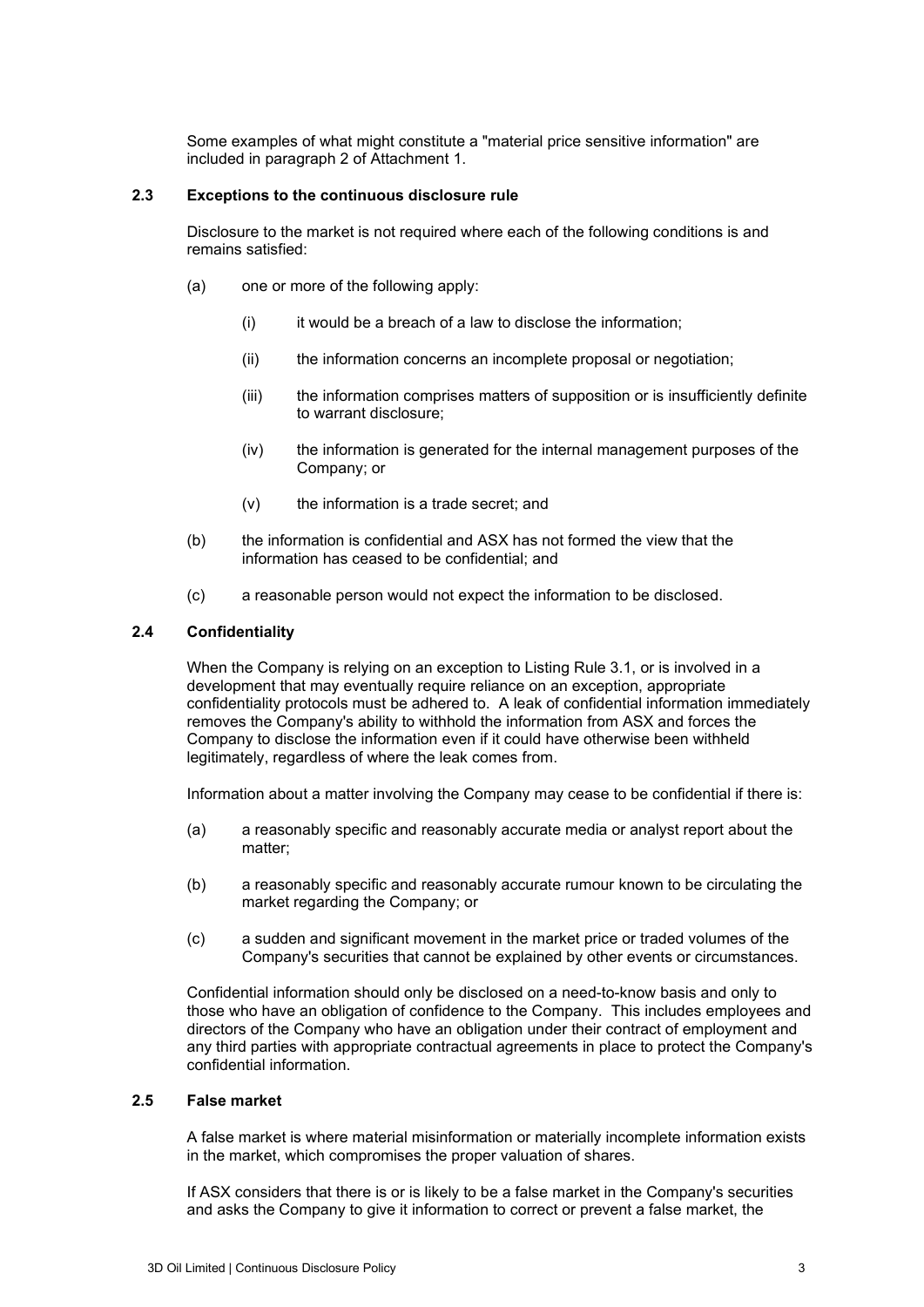Some examples of what might constitute a "material price sensitive information" are included in paragraph 2 of Attachment 1.

### 2.3 Exceptions to the continuous disclosure rule

Disclosure to the market is not required where each of the following conditions is and remains satisfied:

(a) one or more of the following apply:

(i) it would be a breach of a law to disclose the information;

(ii) the information concerns an incomplete proposal or negotiation;

(iii) the information comprises matters of supposition or is insufficiently definite to warrant disclosure;

(iv) the information is generated for the internal management purposes of the Company; or

(v) the information is a trade secret; and

(b) the information is confidential and ASX has not formed the view that the information has ceased to be confidential; and

(c) a reasonable person would not expect the information to be disclosed.

### 2.4 Confidentiality

When the Company is relying on an exception to Listing Rule 3.1, or is involved in a development that may eventually require reliance on an exception, appropriate confidentiality protocols must be adhered to. A leak of confidential information immediately removes the Company's ability to withhold the information from ASX and forces the Company to disclose the information even if it could have otherwise been withheld legitimately, regardless of where the leak comes from.

Information about a matter involving the Company may cease to be confidential if there is:

(a) a reasonably specific and reasonably accurate media or analyst report about the matter;

(b) a reasonably specific and reasonably accurate rumour known to be circulating the market regarding the Company; or

(c) a sudden and significant movement in the market price or traded volumes of the Company's securities that cannot be explained by other events or circumstances.

Confidential information should only be disclosed on a need-to-know basis and only to those who have an obligation of confidence to the Company. This includes employees and directors of the Company who have an obligation under their contract of employment and any third parties with appropriate contractual agreements in place to protect the Company's confidential information.

### 2.5 False market

A false market is where material misinformation or materially incomplete information exists in the market, which compromises the proper valuation of shares.

If ASX considers that there is or is likely to be a false market in the Company's securities and asks the Company to give it information to correct or prevent a false market, the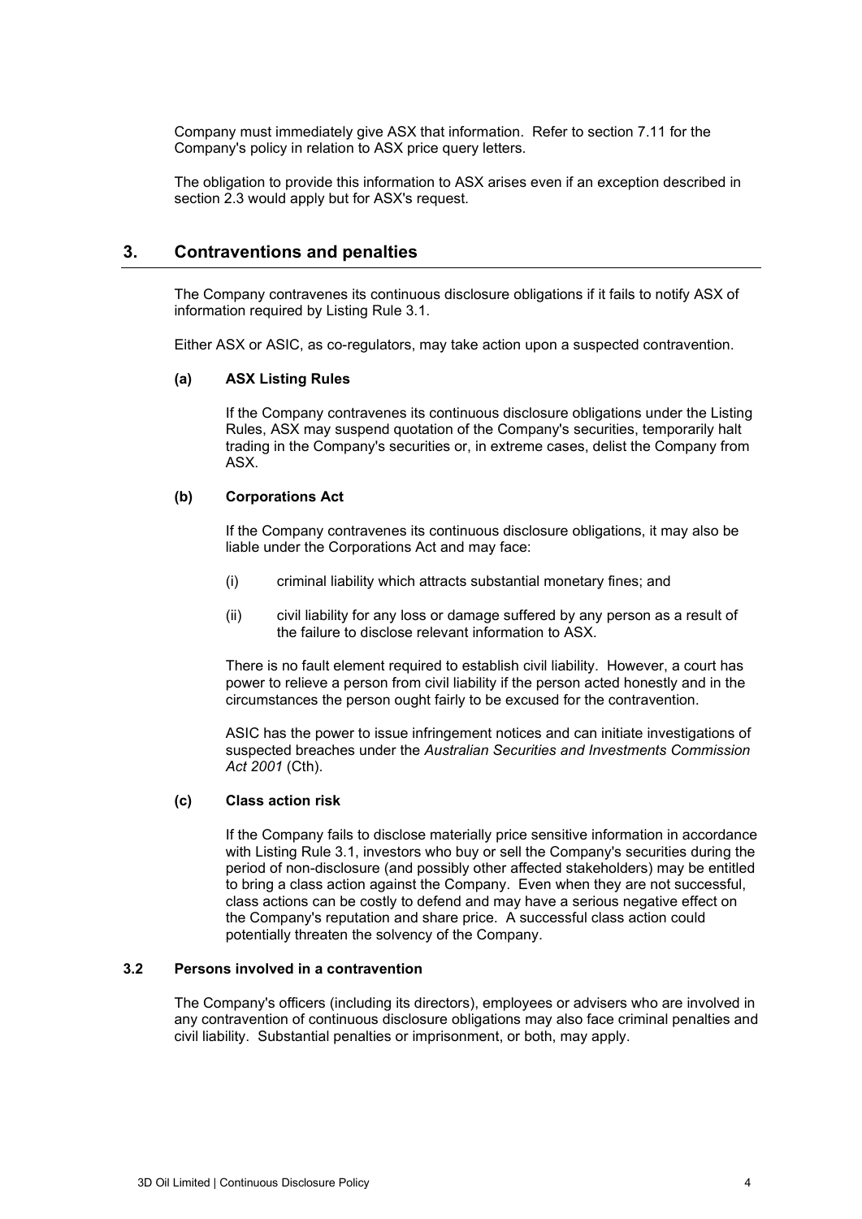Company must immediately give ASX that information. Refer to section 7.11 for the Company's policy in relation to ASX price query letters.

The obligation to provide this information to ASX arises even if an exception described in section 2.3 would apply but for ASX's request.

## 3. Contraventions and penalties

The Company contravenes its continuous disclosure obligations if it fails to notify ASX of information required by Listing Rule 3.1.

Either ASX or ASIC, as co-regulators, may take action upon a suspected contravention.

**(a) ASX Listing Rules**

If the Company contravenes its continuous disclosure obligations under the Listing Rules, ASX may suspend quotation of the Company's securities, temporarily halt trading in the Company's securities or, in extreme cases, delist the Company from ASX.

**(b) Corporations Act**

If the Company contravenes its continuous disclosure obligations, it may also be liable under the Corporations Act and may face:

(i) criminal liability which attracts substantial monetary fines; and

(ii) civil liability for any loss or damage suffered by any person as a result of the failure to disclose relevant information to ASX.

There is no fault element required to establish civil liability. However, a court has power to relieve a person from civil liability if the person acted honestly and in the circumstances the person ought fairly to be excused for the contravention.

ASIC has the power to issue infringement notices and can initiate investigations of suspected breaches under the *Australian Securities and Investments Commission Act 2001* (Cth).

**(c) Class action risk**

If the Company fails to disclose materially price sensitive information in accordance with Listing Rule 3.1, investors who buy or sell the Company's securities during the period of non-disclosure (and possibly other affected stakeholders) may be entitled to bring a class action against the Company. Even when they are not successful, class actions can be costly to defend and may have a serious negative effect on the Company's reputation and share price. A successful class action could potentially threaten the solvency of the Company.

### 3.2 Persons involved in a contravention

The Company's officers (including its directors), employees or advisers who are involved in any contravention of continuous disclosure obligations may also face criminal penalties and civil liability. Substantial penalties or imprisonment, or both, may apply.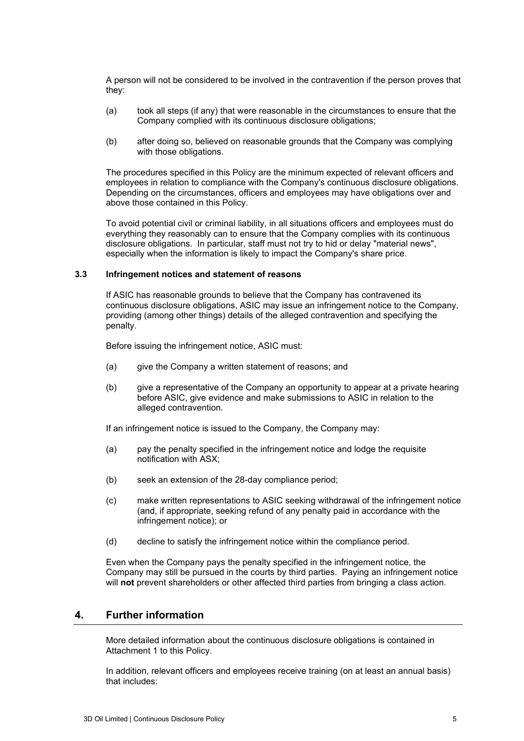A person will not be considered to be involved in the contravention if the person proves that they:

(a) took all steps (if any) that were reasonable in the circumstances to ensure that the Company complied with its continuous disclosure obligations;

(b) after doing so, believed on reasonable grounds that the Company was complying with those obligations.

The procedures specified in this Policy are the minimum expected of relevant officers and employees in relation to compliance with the Company's continuous disclosure obligations. Depending on the circumstances, officers and employees may have obligations over and above those contained in this Policy.

To avoid potential civil or criminal liability, in all situations officers and employees must do everything they reasonably can to ensure that the Company complies with its continuous disclosure obligations. In particular, staff must not try to hid or delay "material news", especially when the information is likely to impact the Company's share price.

### 3.3 Infringement notices and statement of reasons

If ASIC has reasonable grounds to believe that the Company has contravened its continuous disclosure obligations, ASIC may issue an infringement notice to the Company, providing (among other things) details of the alleged contravention and specifying the penalty.

Before issuing the infringement notice, ASIC must:

(a) give the Company a written statement of reasons; and

(b) give a representative of the Company an opportunity to appear at a private hearing before ASIC, give evidence and make submissions to ASIC in relation to the alleged contravention.

If an infringement notice is issued to the Company, the Company may:

(a) pay the penalty specified in the infringement notice and lodge the requisite notification with ASX;

(b) seek an extension of the 28-day compliance period;

(c) make written representations to ASIC seeking withdrawal of the infringement notice (and, if appropriate, seeking refund of any penalty paid in accordance with the infringement notice); or

(d) decline to satisfy the infringement notice within the compliance period.

Even when the Company pays the penalty specified in the infringement notice, the Company may still be pursued in the courts by third parties. Paying an infringement notice will **not** prevent shareholders or other affected third parties from bringing a class action.

## 4. Further information

More detailed information about the continuous disclosure obligations is contained in Attachment 1 to this Policy.

In addition, relevant officers and employees receive training (on at least an annual basis) that includes: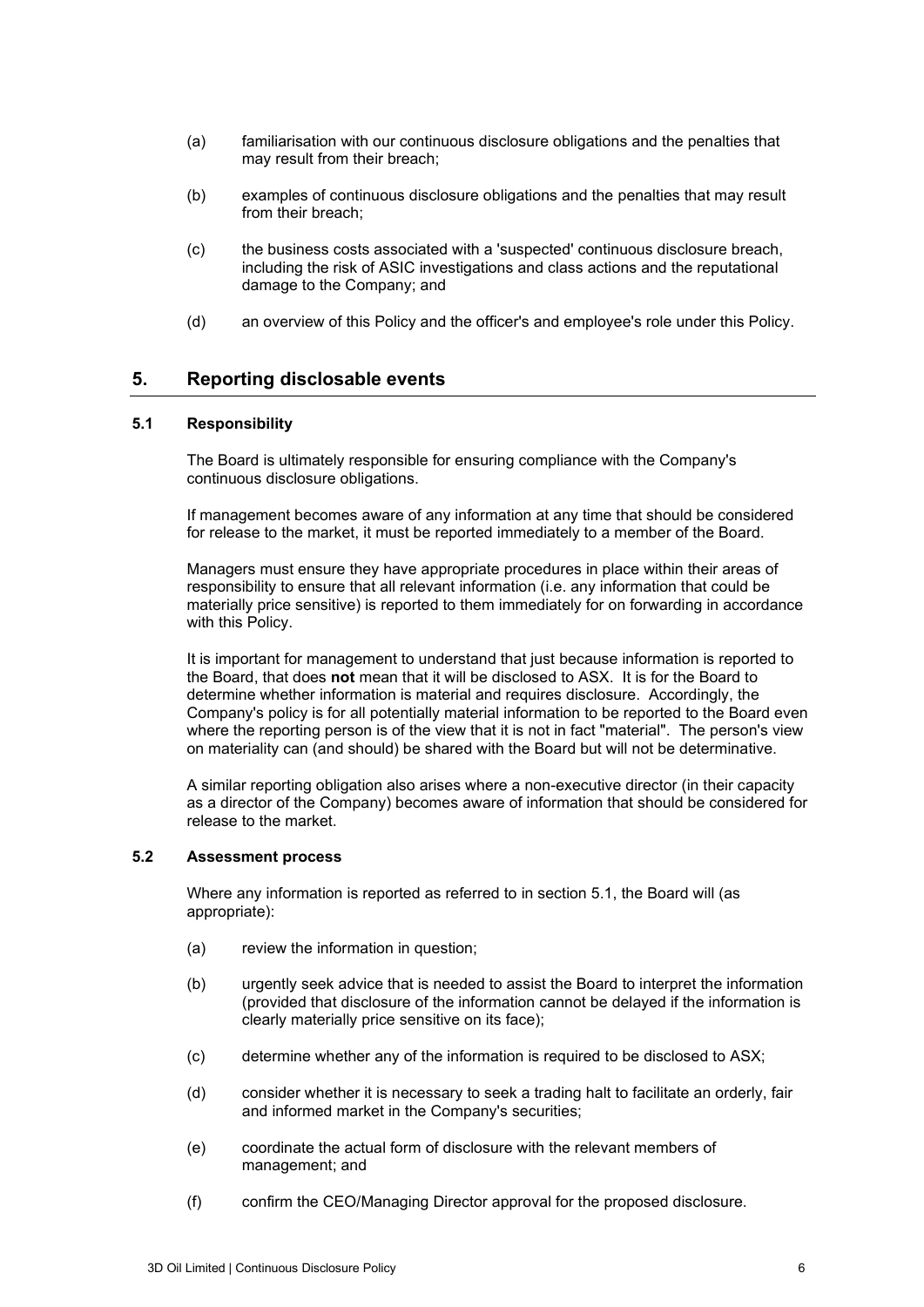(a) familiarisation with our continuous disclosure obligations and the penalties that may result from their breach;

(b) examples of continuous disclosure obligations and the penalties that may result from their breach;

(c) the business costs associated with a 'suspected' continuous disclosure breach, including the risk of ASIC investigations and class actions and the reputational damage to the Company; and

(d) an overview of this Policy and the officer's and employee's role under this Policy.

## 5. Reporting disclosable events

### 5.1 Responsibility

The Board is ultimately responsible for ensuring compliance with the Company's continuous disclosure obligations.

If management becomes aware of any information at any time that should be considered for release to the market, it must be reported immediately to a member of the Board.

Managers must ensure they have appropriate procedures in place within their areas of responsibility to ensure that all relevant information (i.e. any information that could be materially price sensitive) is reported to them immediately for on forwarding in accordance with this Policy.

It is important for management to understand that just because information is reported to the Board, that does **not** mean that it will be disclosed to ASX. It is for the Board to determine whether information is material and requires disclosure. Accordingly, the Company's policy is for all potentially material information to be reported to the Board even where the reporting person is of the view that it is not in fact "material". The person's view on materiality can (and should) be shared with the Board but will not be determinative.

A similar reporting obligation also arises where a non-executive director (in their capacity as a director of the Company) becomes aware of information that should be considered for release to the market.

### 5.2 Assessment process

Where any information is reported as referred to in section 5.1, the Board will (as appropriate):

(a) review the information in question;

(b) urgently seek advice that is needed to assist the Board to interpret the information (provided that disclosure of the information cannot be delayed if the information is clearly materially price sensitive on its face);

(c) determine whether any of the information is required to be disclosed to ASX;

(d) consider whether it is necessary to seek a trading halt to facilitate an orderly, fair and informed market in the Company's securities;

(e) coordinate the actual form of disclosure with the relevant members of management; and

(f) confirm the CEO/Managing Director approval for the proposed disclosure.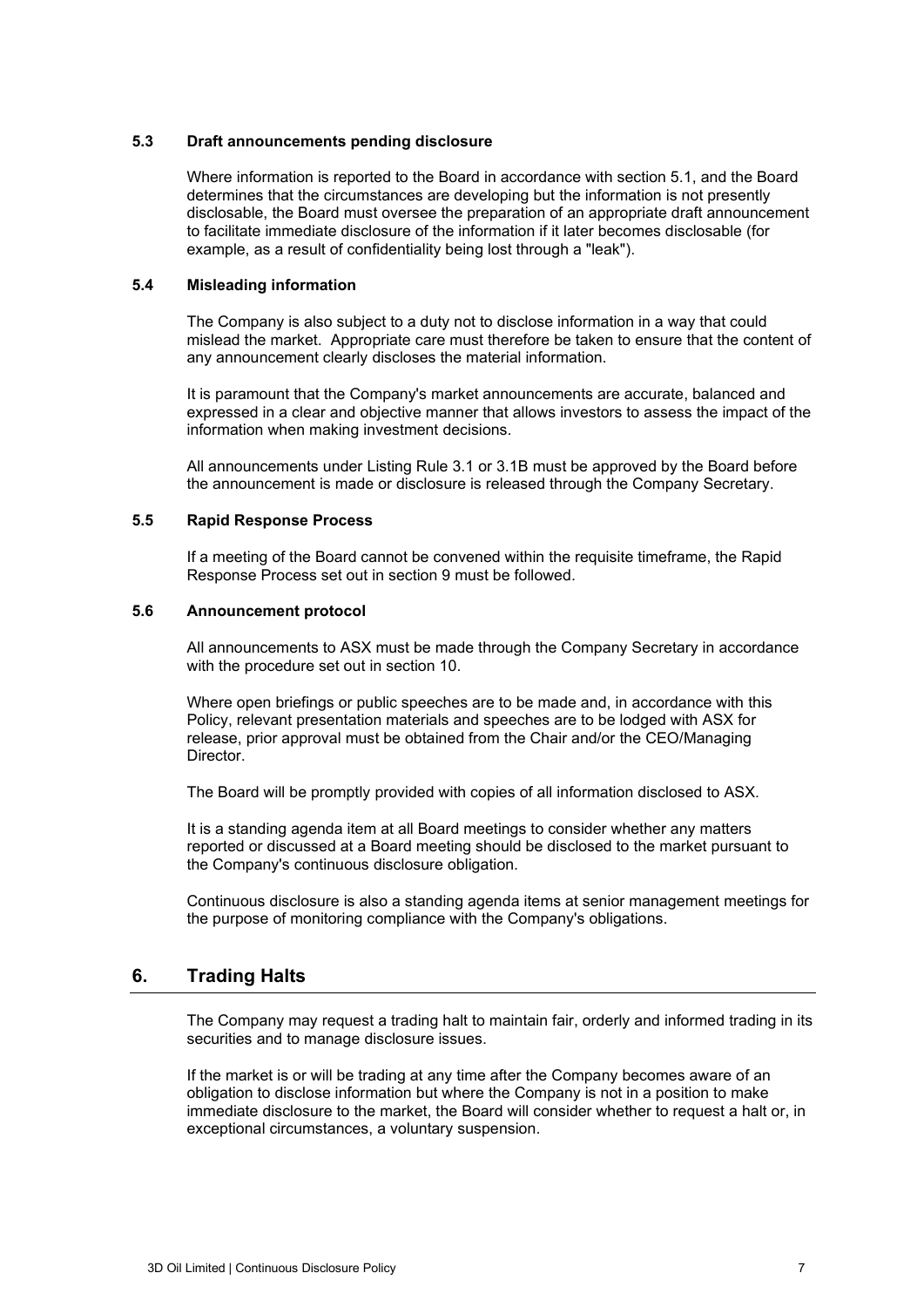### 5.3 Draft announcements pending disclosure

Where information is reported to the Board in accordance with section 5.1, and the Board determines that the circumstances are developing but the information is not presently disclosable, the Board must oversee the preparation of an appropriate draft announcement to facilitate immediate disclosure of the information if it later becomes disclosable (for example, as a result of confidentiality being lost through a "leak").

### 5.4 Misleading information

The Company is also subject to a duty not to disclose information in a way that could mislead the market. Appropriate care must therefore be taken to ensure that the content of any announcement clearly discloses the material information.

It is paramount that the Company's market announcements are accurate, balanced and expressed in a clear and objective manner that allows investors to assess the impact of the information when making investment decisions.

All announcements under Listing Rule 3.1 or 3.1B must be approved by the Board before the announcement is made or disclosure is released through the Company Secretary.

### 5.5 Rapid Response Process

If a meeting of the Board cannot be convened within the requisite timeframe, the Rapid Response Process set out in section 9 must be followed.

### 5.6 Announcement protocol

All announcements to ASX must be made through the Company Secretary in accordance with the procedure set out in section 10.

Where open briefings or public speeches are to be made and, in accordance with this Policy, relevant presentation materials and speeches are to be lodged with ASX for release, prior approval must be obtained from the Chair and/or the CEO/Managing Director.

The Board will be promptly provided with copies of all information disclosed to ASX.

It is a standing agenda item at all Board meetings to consider whether any matters reported or discussed at a Board meeting should be disclosed to the market pursuant to the Company's continuous disclosure obligation.

Continuous disclosure is also a standing agenda items at senior management meetings for the purpose of monitoring compliance with the Company's obligations.

## 6. Trading Halts

The Company may request a trading halt to maintain fair, orderly and informed trading in its securities and to manage disclosure issues.

If the market is or will be trading at any time after the Company becomes aware of an obligation to disclose information but where the Company is not in a position to make immediate disclosure to the market, the Board will consider whether to request a halt or, in exceptional circumstances, a voluntary suspension.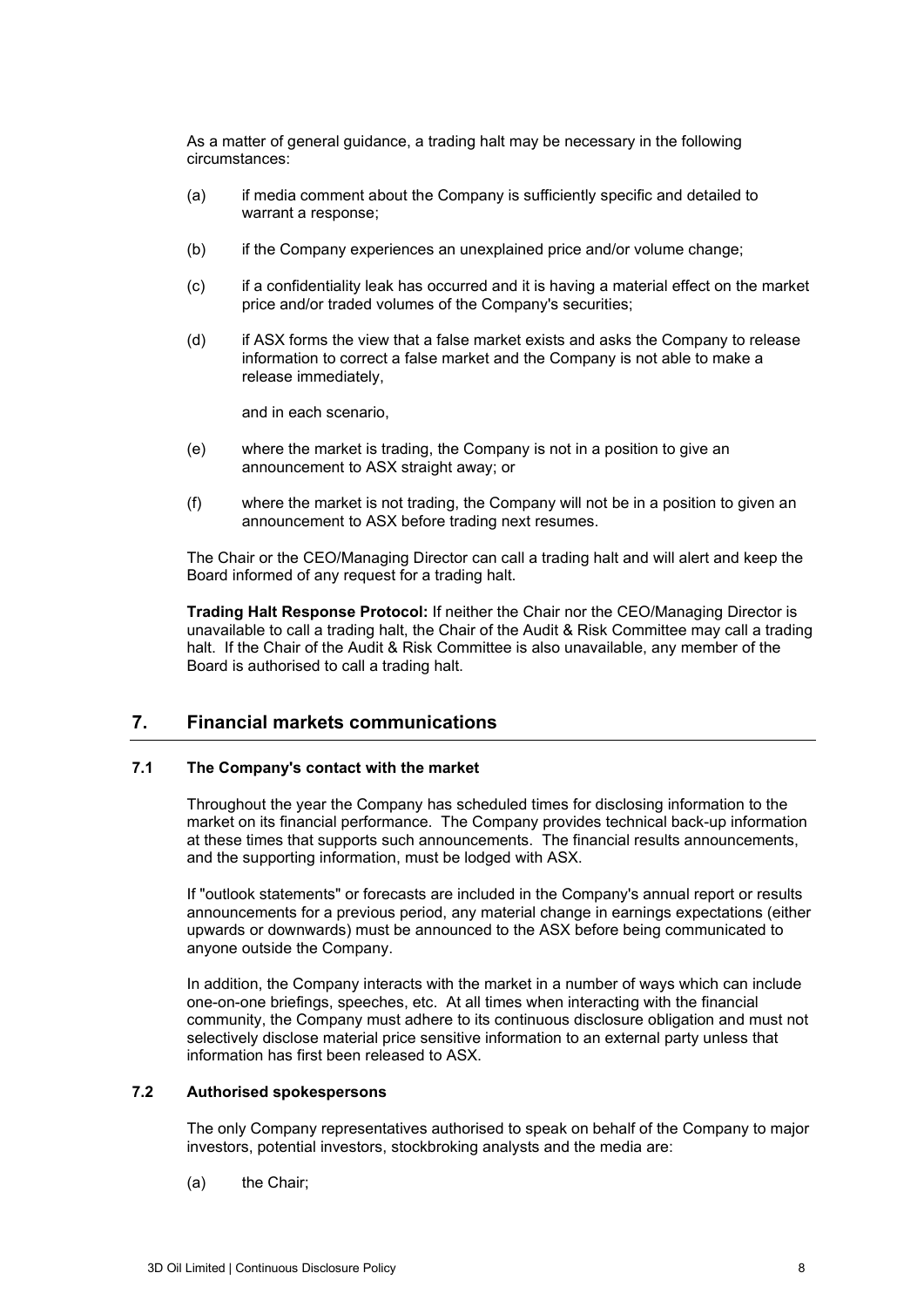As a matter of general guidance, a trading halt may be necessary in the following circumstances:

(a) if media comment about the Company is sufficiently specific and detailed to warrant a response;

(b) if the Company experiences an unexplained price and/or volume change;

(c) if a confidentiality leak has occurred and it is having a material effect on the market price and/or traded volumes of the Company's securities;

(d) if ASX forms the view that a false market exists and asks the Company to release information to correct a false market and the Company is not able to make a release immediately,

and in each scenario,

(e) where the market is trading, the Company is not in a position to give an announcement to ASX straight away; or

(f) where the market is not trading, the Company will not be in a position to given an announcement to ASX before trading next resumes.

The Chair or the CEO/Managing Director can call a trading halt and will alert and keep the Board informed of any request for a trading halt.

**Trading Halt Response Protocol:** If neither the Chair nor the CEO/Managing Director is unavailable to call a trading halt, the Chair of the Audit & Risk Committee may call a trading halt. If the Chair of the Audit & Risk Committee is also unavailable, any member of the Board is authorised to call a trading halt.

## 7. Financial markets communications

### 7.1 The Company's contact with the market

Throughout the year the Company has scheduled times for disclosing information to the market on its financial performance. The Company provides technical back-up information at these times that supports such announcements. The financial results announcements, and the supporting information, must be lodged with ASX.

If "outlook statements" or forecasts are included in the Company's annual report or results announcements for a previous period, any material change in earnings expectations (either upwards or downwards) must be announced to the ASX before being communicated to anyone outside the Company.

In addition, the Company interacts with the market in a number of ways which can include one-on-one briefings, speeches, etc. At all times when interacting with the financial community, the Company must adhere to its continuous disclosure obligation and must not selectively disclose material price sensitive information to an external party unless that information has first been released to ASX.

### 7.2 Authorised spokespersons

The only Company representatives authorised to speak on behalf of the Company to major investors, potential investors, stockbroking analysts and the media are:

(a) the Chair;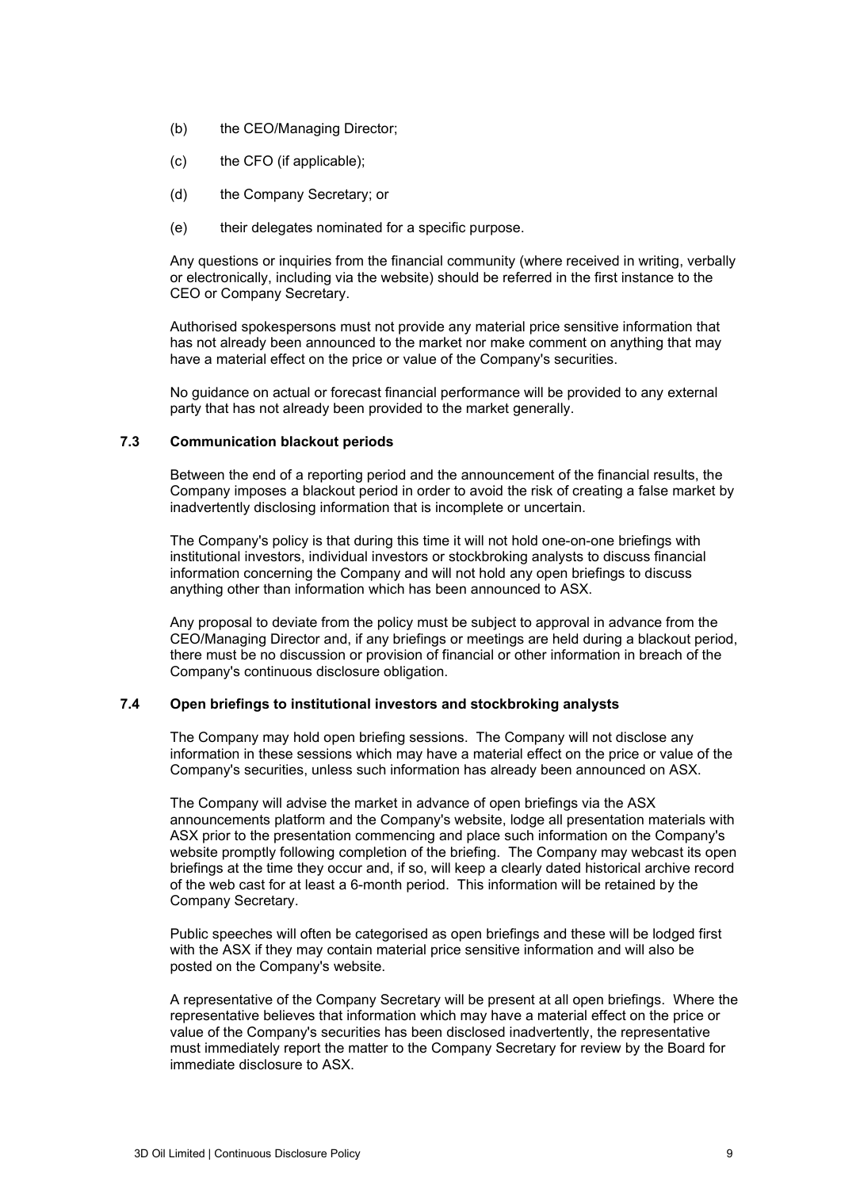(b) the CEO/Managing Director;

(c) the CFO (if applicable);

(d) the Company Secretary; or

(e) their delegates nominated for a specific purpose.

Any questions or inquiries from the financial community (where received in writing, verbally or electronically, including via the website) should be referred in the first instance to the CEO or Company Secretary.

Authorised spokespersons must not provide any material price sensitive information that has not already been announced to the market nor make comment on anything that may have a material effect on the price or value of the Company's securities.

No guidance on actual or forecast financial performance will be provided to any external party that has not already been provided to the market generally.

### 7.3 Communication blackout periods

Between the end of a reporting period and the announcement of the financial results, the Company imposes a blackout period in order to avoid the risk of creating a false market by inadvertently disclosing information that is incomplete or uncertain.

The Company's policy is that during this time it will not hold one-on-one briefings with institutional investors, individual investors or stockbroking analysts to discuss financial information concerning the Company and will not hold any open briefings to discuss anything other than information which has been announced to ASX.

Any proposal to deviate from the policy must be subject to approval in advance from the CEO/Managing Director and, if any briefings or meetings are held during a blackout period, there must be no discussion or provision of financial or other information in breach of the Company's continuous disclosure obligation.

### 7.4 Open briefings to institutional investors and stockbroking analysts

The Company may hold open briefing sessions. The Company will not disclose any information in these sessions which may have a material effect on the price or value of the Company's securities, unless such information has already been announced on ASX.

The Company will advise the market in advance of open briefings via the ASX announcements platform and the Company's website, lodge all presentation materials with ASX prior to the presentation commencing and place such information on the Company's website promptly following completion of the briefing. The Company may webcast its open briefings at the time they occur and, if so, will keep a clearly dated historical archive record of the web cast for at least a 6-month period. This information will be retained by the Company Secretary.

Public speeches will often be categorised as open briefings and these will be lodged first with the ASX if they may contain material price sensitive information and will also be posted on the Company's website.

A representative of the Company Secretary will be present at all open briefings. Where the representative believes that information which may have a material effect on the price or value of the Company's securities has been disclosed inadvertently, the representative must immediately report the matter to the Company Secretary for review by the Board for immediate disclosure to ASX.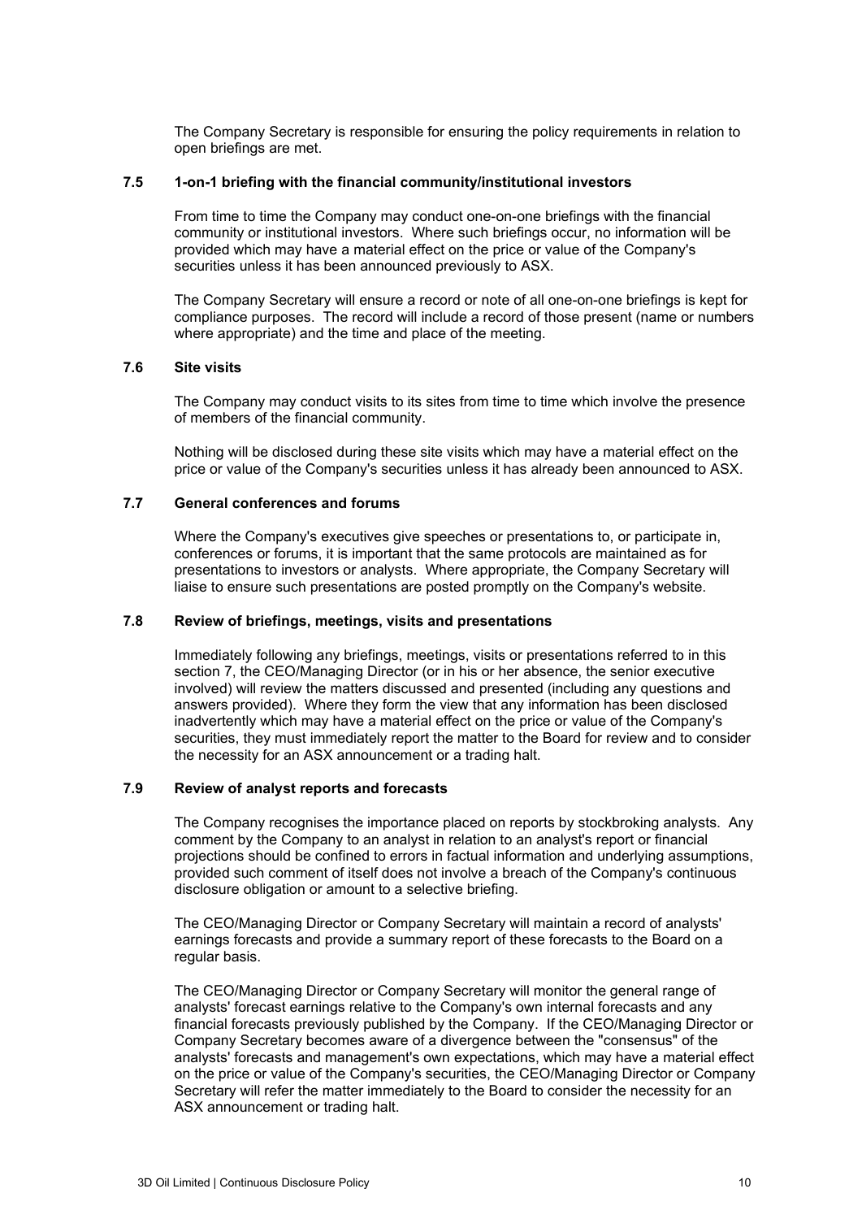The Company Secretary is responsible for ensuring the policy requirements in relation to open briefings are met.

### 7.5 1-on-1 briefing with the financial community/institutional investors

From time to time the Company may conduct one-on-one briefings with the financial community or institutional investors. Where such briefings occur, no information will be provided which may have a material effect on the price or value of the Company's securities unless it has been announced previously to ASX.

The Company Secretary will ensure a record or note of all one-on-one briefings is kept for compliance purposes. The record will include a record of those present (name or numbers where appropriate) and the time and place of the meeting.

### 7.6 Site visits

The Company may conduct visits to its sites from time to time which involve the presence of members of the financial community.

Nothing will be disclosed during these site visits which may have a material effect on the price or value of the Company's securities unless it has already been announced to ASX.

### 7.7 General conferences and forums

Where the Company's executives give speeches or presentations to, or participate in, conferences or forums, it is important that the same protocols are maintained as for presentations to investors or analysts. Where appropriate, the Company Secretary will liaise to ensure such presentations are posted promptly on the Company's website.

### 7.8 Review of briefings, meetings, visits and presentations

Immediately following any briefings, meetings, visits or presentations referred to in this section 7, the CEO/Managing Director (or in his or her absence, the senior executive involved) will review the matters discussed and presented (including any questions and answers provided). Where they form the view that any information has been disclosed inadvertently which may have a material effect on the price or value of the Company's securities, they must immediately report the matter to the Board for review and to consider the necessity for an ASX announcement or a trading halt.

### 7.9 Review of analyst reports and forecasts

The Company recognises the importance placed on reports by stockbroking analysts. Any comment by the Company to an analyst in relation to an analyst's report or financial projections should be confined to errors in factual information and underlying assumptions, provided such comment of itself does not involve a breach of the Company's continuous disclosure obligation or amount to a selective briefing.

The CEO/Managing Director or Company Secretary will maintain a record of analysts' earnings forecasts and provide a summary report of these forecasts to the Board on a regular basis.

The CEO/Managing Director or Company Secretary will monitor the general range of analysts' forecast earnings relative to the Company's own internal forecasts and any financial forecasts previously published by the Company. If the CEO/Managing Director or Company Secretary becomes aware of a divergence between the "consensus" of the analysts' forecasts and management's own expectations, which may have a material effect on the price or value of the Company's securities, the CEO/Managing Director or Company Secretary will refer the matter immediately to the Board to consider the necessity for an ASX announcement or trading halt.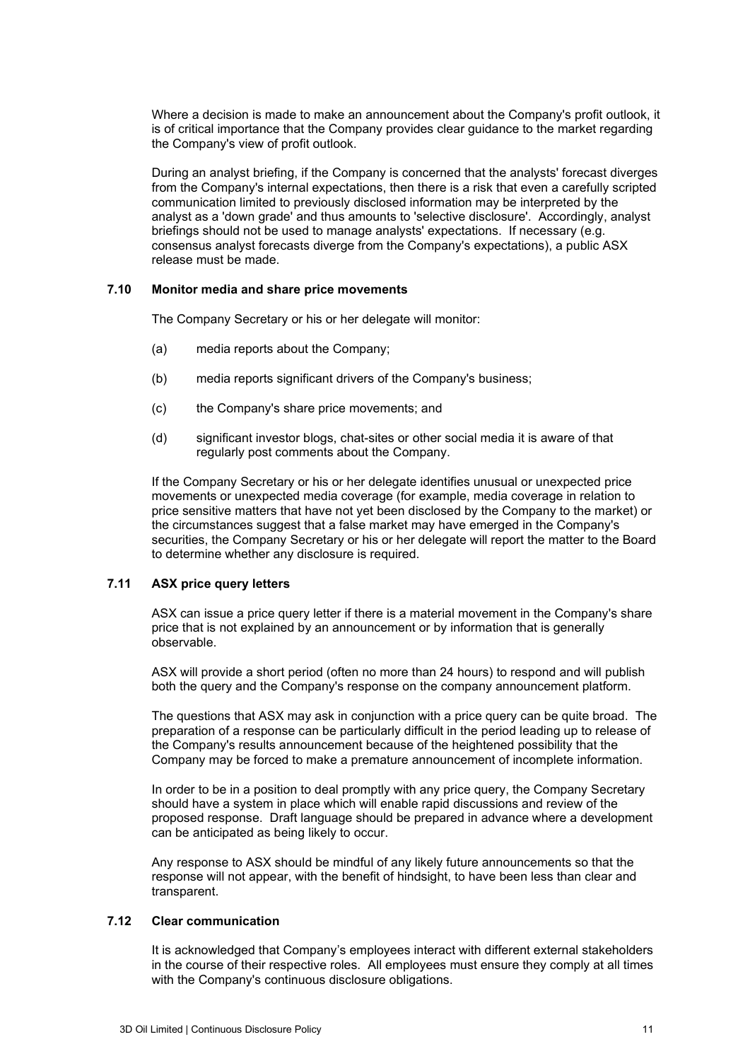Where a decision is made to make an announcement about the Company's profit outlook, it is of critical importance that the Company provides clear guidance to the market regarding the Company's view of profit outlook.

During an analyst briefing, if the Company is concerned that the analysts' forecast diverges from the Company's internal expectations, then there is a risk that even a carefully scripted communication limited to previously disclosed information may be interpreted by the analyst as a 'down grade' and thus amounts to 'selective disclosure'. Accordingly, analyst briefings should not be used to manage analysts' expectations. If necessary (e.g. consensus analyst forecasts diverge from the Company's expectations), a public ASX release must be made.

### 7.10 Monitor media and share price movements

The Company Secretary or his or her delegate will monitor:

(a) media reports about the Company;

(b) media reports significant drivers of the Company's business;

(c) the Company's share price movements; and

(d) significant investor blogs, chat-sites or other social media it is aware of that regularly post comments about the Company.

If the Company Secretary or his or her delegate identifies unusual or unexpected price movements or unexpected media coverage (for example, media coverage in relation to price sensitive matters that have not yet been disclosed by the Company to the market) or the circumstances suggest that a false market may have emerged in the Company's securities, the Company Secretary or his or her delegate will report the matter to the Board to determine whether any disclosure is required.

### 7.11 ASX price query letters

ASX can issue a price query letter if there is a material movement in the Company's share price that is not explained by an announcement or by information that is generally observable.

ASX will provide a short period (often no more than 24 hours) to respond and will publish both the query and the Company's response on the company announcement platform.

The questions that ASX may ask in conjunction with a price query can be quite broad. The preparation of a response can be particularly difficult in the period leading up to release of the Company's results announcement because of the heightened possibility that the Company may be forced to make a premature announcement of incomplete information.

In order to be in a position to deal promptly with any price query, the Company Secretary should have a system in place which will enable rapid discussions and review of the proposed response. Draft language should be prepared in advance where a development can be anticipated as being likely to occur.

Any response to ASX should be mindful of any likely future announcements so that the response will not appear, with the benefit of hindsight, to have been less than clear and transparent.

### 7.12 Clear communication

It is acknowledged that Company's employees interact with different external stakeholders in the course of their respective roles. All employees must ensure they comply at all times with the Company's continuous disclosure obligations.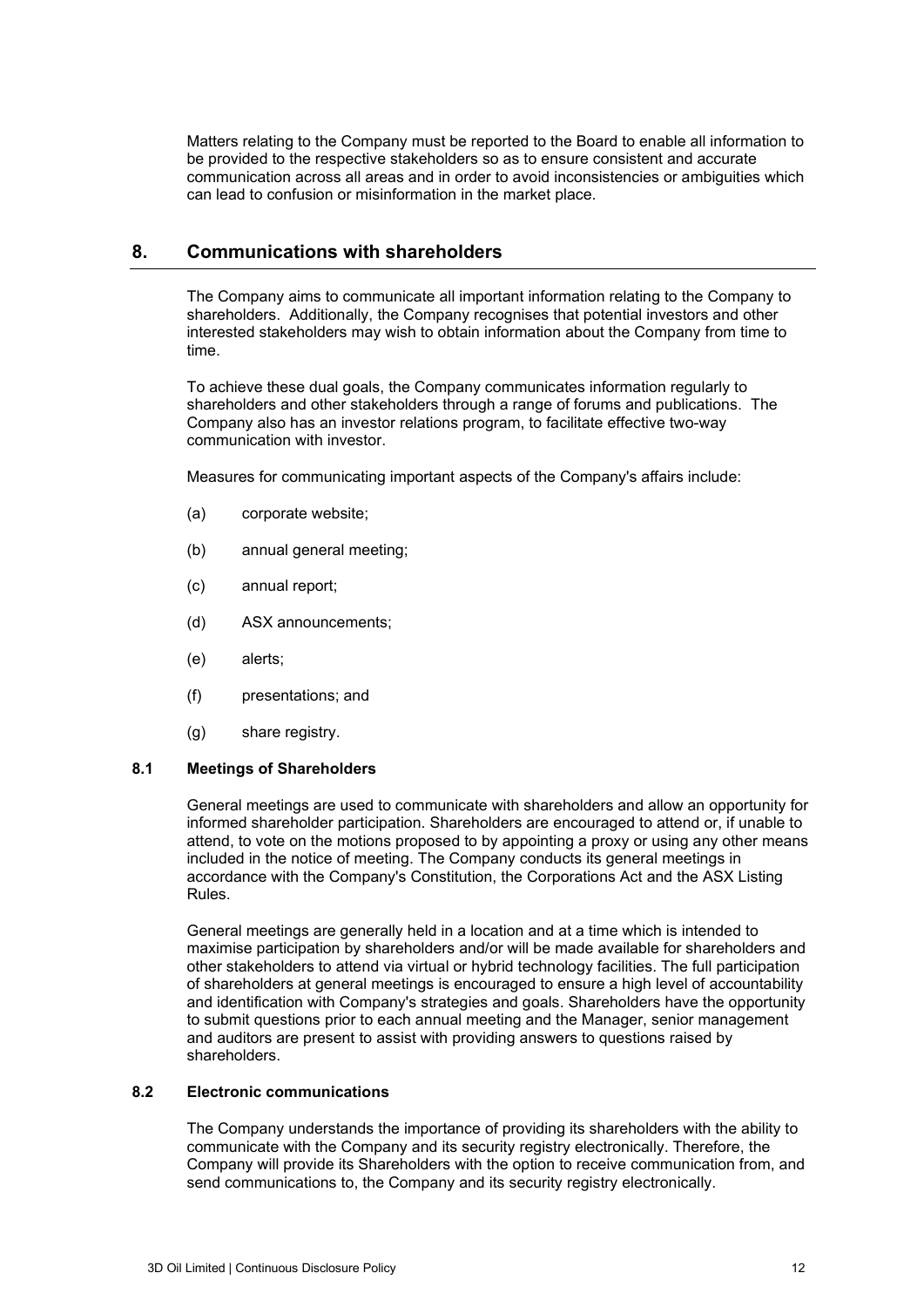Matters relating to the Company must be reported to the Board to enable all information to be provided to the respective stakeholders so as to ensure consistent and accurate communication across all areas and in order to avoid inconsistencies or ambiguities which can lead to confusion or misinformation in the market place.

## 8. Communications with shareholders

The Company aims to communicate all important information relating to the Company to shareholders. Additionally, the Company recognises that potential investors and other interested stakeholders may wish to obtain information about the Company from time to time.

To achieve these dual goals, the Company communicates information regularly to shareholders and other stakeholders through a range of forums and publications. The Company also has an investor relations program, to facilitate effective two-way communication with investor.

Measures for communicating important aspects of the Company's affairs include:

(a) corporate website;

(b) annual general meeting;

(c) annual report;

(d) ASX announcements;

(e) alerts;

(f) presentations; and

(g) share registry.

### 8.1 Meetings of Shareholders

General meetings are used to communicate with shareholders and allow an opportunity for informed shareholder participation. Shareholders are encouraged to attend or, if unable to attend, to vote on the motions proposed to by appointing a proxy or using any other means included in the notice of meeting. The Company conducts its general meetings in accordance with the Company's Constitution, the Corporations Act and the ASX Listing Rules.

General meetings are generally held in a location and at a time which is intended to maximise participation by shareholders and/or will be made available for shareholders and other stakeholders to attend via virtual or hybrid technology facilities. The full participation of shareholders at general meetings is encouraged to ensure a high level of accountability and identification with Company's strategies and goals. Shareholders have the opportunity to submit questions prior to each annual meeting and the Manager, senior management and auditors are present to assist with providing answers to questions raised by shareholders.

### 8.2 Electronic communications

The Company understands the importance of providing its shareholders with the ability to communicate with the Company and its security registry electronically. Therefore, the Company will provide its Shareholders with the option to receive communication from, and send communications to, the Company and its security registry electronically.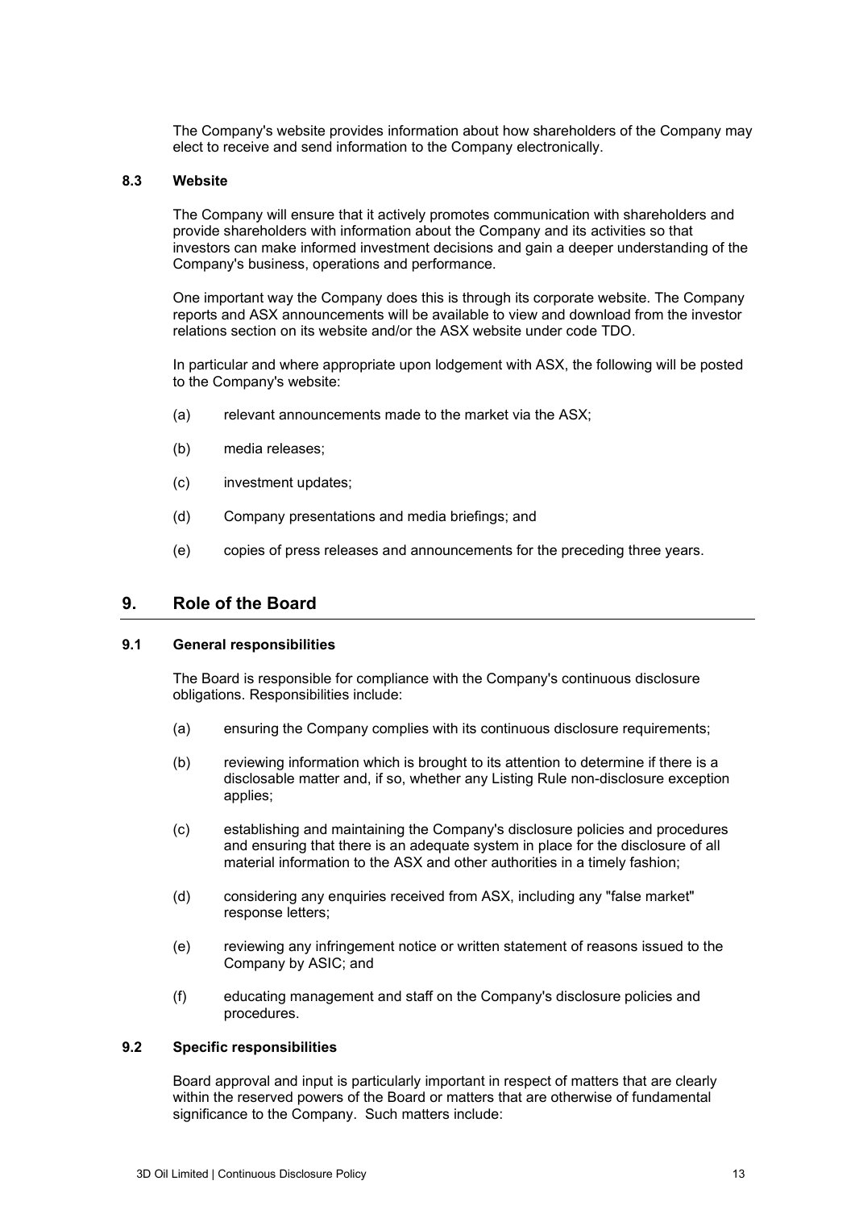The Company's website provides information about how shareholders of the Company may elect to receive and send information to the Company electronically.

### 8.3 Website

The Company will ensure that it actively promotes communication with shareholders and provide shareholders with information about the Company and its activities so that investors can make informed investment decisions and gain a deeper understanding of the Company's business, operations and performance.

One important way the Company does this is through its corporate website. The Company reports and ASX announcements will be available to view and download from the investor relations section on its website and/or the ASX website under code TDO.

In particular and where appropriate upon lodgement with ASX, the following will be posted to the Company's website:

(a) relevant announcements made to the market via the ASX;

(b) media releases;

(c) investment updates;

(d) Company presentations and media briefings; and

(e) copies of press releases and announcements for the preceding three years.

## 9. Role of the Board

### 9.1 General responsibilities

The Board is responsible for compliance with the Company's continuous disclosure obligations. Responsibilities include:

(a) ensuring the Company complies with its continuous disclosure requirements;

(b) reviewing information which is brought to its attention to determine if there is a disclosable matter and, if so, whether any Listing Rule non-disclosure exception applies;

(c) establishing and maintaining the Company's disclosure policies and procedures and ensuring that there is an adequate system in place for the disclosure of all material information to the ASX and other authorities in a timely fashion;

(d) considering any enquiries received from ASX, including any "false market" response letters;

(e) reviewing any infringement notice or written statement of reasons issued to the Company by ASIC; and

(f) educating management and staff on the Company's disclosure policies and procedures.

### 9.2 Specific responsibilities

Board approval and input is particularly important in respect of matters that are clearly within the reserved powers of the Board or matters that are otherwise of fundamental significance to the Company. Such matters include: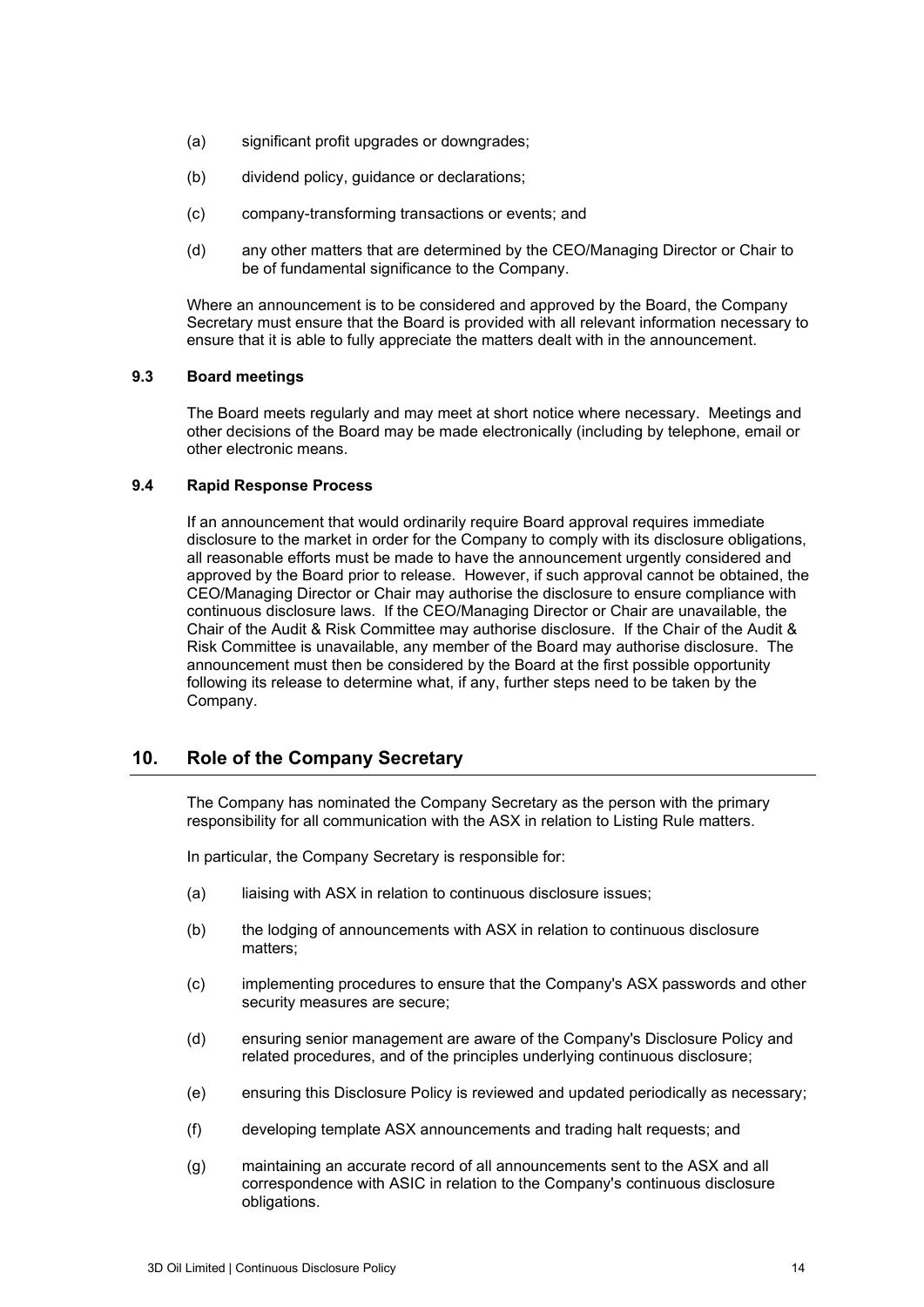(a) significant profit upgrades or downgrades;

(b) dividend policy, guidance or declarations;

(c) company-transforming transactions or events; and

(d) any other matters that are determined by the CEO/Managing Director or Chair to be of fundamental significance to the Company.

Where an announcement is to be considered and approved by the Board, the Company Secretary must ensure that the Board is provided with all relevant information necessary to ensure that it is able to fully appreciate the matters dealt with in the announcement.

### 9.3 Board meetings

The Board meets regularly and may meet at short notice where necessary. Meetings and other decisions of the Board may be made electronically (including by telephone, email or other electronic means.

### 9.4 Rapid Response Process

If an announcement that would ordinarily require Board approval requires immediate disclosure to the market in order for the Company to comply with its disclosure obligations, all reasonable efforts must be made to have the announcement urgently considered and approved by the Board prior to release. However, if such approval cannot be obtained, the CEO/Managing Director or Chair may authorise the disclosure to ensure compliance with continuous disclosure laws. If the CEO/Managing Director or Chair are unavailable, the Chair of the Audit & Risk Committee may authorise disclosure. If the Chair of the Audit & Risk Committee is unavailable, any member of the Board may authorise disclosure. The announcement must then be considered by the Board at the first possible opportunity following its release to determine what, if any, further steps need to be taken by the Company.

## 10. Role of the Company Secretary

The Company has nominated the Company Secretary as the person with the primary responsibility for all communication with the ASX in relation to Listing Rule matters.

In particular, the Company Secretary is responsible for:

(a) liaising with ASX in relation to continuous disclosure issues;

(b) the lodging of announcements with ASX in relation to continuous disclosure matters;

(c) implementing procedures to ensure that the Company's ASX passwords and other security measures are secure;

(d) ensuring senior management are aware of the Company's Disclosure Policy and related procedures, and of the principles underlying continuous disclosure;

(e) ensuring this Disclosure Policy is reviewed and updated periodically as necessary;

(f) developing template ASX announcements and trading halt requests; and

(g) maintaining an accurate record of all announcements sent to the ASX and all correspondence with ASIC in relation to the Company's continuous disclosure obligations.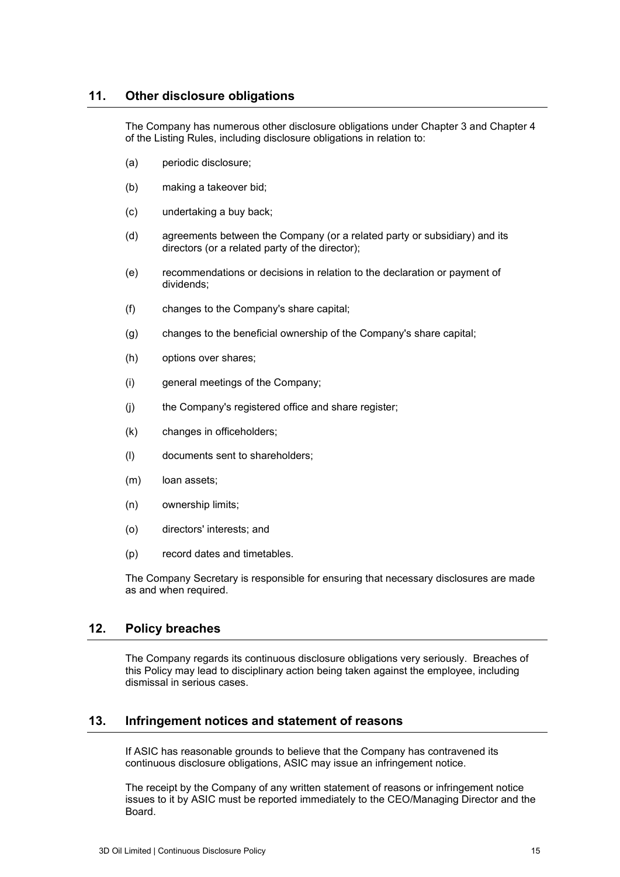## 11. Other disclosure obligations

The Company has numerous other disclosure obligations under Chapter 3 and Chapter 4 of the Listing Rules, including disclosure obligations in relation to:

(a) periodic disclosure;

(b) making a takeover bid;

(c) undertaking a buy back;

(d) agreements between the Company (or a related party or subsidiary) and its directors (or a related party of the director);

(e) recommendations or decisions in relation to the declaration or payment of dividends;

(f) changes to the Company's share capital;

(g) changes to the beneficial ownership of the Company's share capital;

(h) options over shares;

(i) general meetings of the Company;

(j) the Company's registered office and share register;

(k) changes in officeholders;

(l) documents sent to shareholders;

(m) loan assets;

(n) ownership limits;

(o) directors' interests; and

(p) record dates and timetables.

The Company Secretary is responsible for ensuring that necessary disclosures are made as and when required.

## 12. Policy breaches

The Company regards its continuous disclosure obligations very seriously. Breaches of this Policy may lead to disciplinary action being taken against the employee, including dismissal in serious cases.

## 13. Infringement notices and statement of reasons

If ASIC has reasonable grounds to believe that the Company has contravened its continuous disclosure obligations, ASIC may issue an infringement notice.

The receipt by the Company of any written statement of reasons or infringement notice issues to it by ASIC must be reported immediately to the CEO/Managing Director and the Board.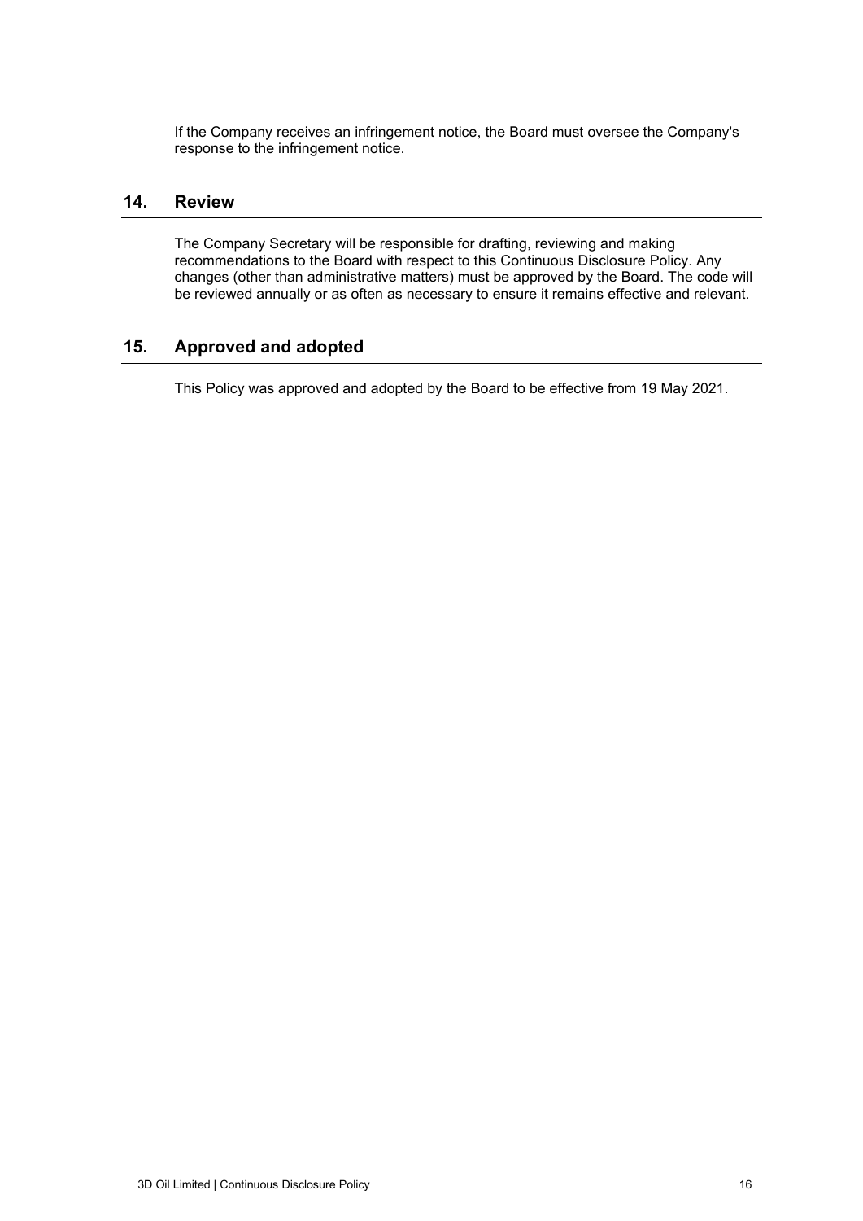If the Company receives an infringement notice, the Board must oversee the Company's response to the infringement notice.

## 14. Review

The Company Secretary will be responsible for drafting, reviewing and making recommendations to the Board with respect to this Continuous Disclosure Policy. Any changes (other than administrative matters) must be approved by the Board. The code will be reviewed annually or as often as necessary to ensure it remains effective and relevant.

## 15. Approved and adopted

This Policy was approved and adopted by the Board to be effective from 19 May 2021.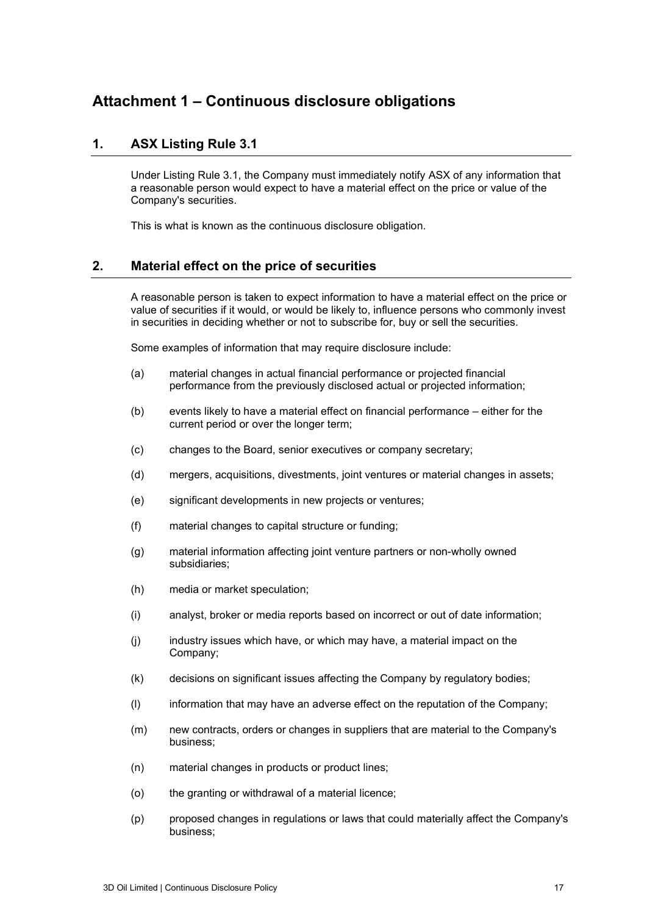# Attachment 1 – Continuous disclosure obligations

## 1. ASX Listing Rule 3.1

Under Listing Rule 3.1, the Company must immediately notify ASX of any information that a reasonable person would expect to have a material effect on the price or value of the Company's securities.

This is what is known as the continuous disclosure obligation.

## 2. Material effect on the price of securities

A reasonable person is taken to expect information to have a material effect on the price or value of securities if it would, or would be likely to, influence persons who commonly invest in securities in deciding whether or not to subscribe for, buy or sell the securities.

Some examples of information that may require disclosure include:

(a) material changes in actual financial performance or projected financial performance from the previously disclosed actual or projected information;

(b) events likely to have a material effect on financial performance – either for the current period or over the longer term;

(c) changes to the Board, senior executives or company secretary;

(d) mergers, acquisitions, divestments, joint ventures or material changes in assets;

(e) significant developments in new projects or ventures;

(f) material changes to capital structure or funding;

(g) material information affecting joint venture partners or non-wholly owned subsidiaries;

(h) media or market speculation;

(i) analyst, broker or media reports based on incorrect or out of date information;

(j) industry issues which have, or which may have, a material impact on the Company;

(k) decisions on significant issues affecting the Company by regulatory bodies;

(l) information that may have an adverse effect on the reputation of the Company;

(m) new contracts, orders or changes in suppliers that are material to the Company's business;

(n) material changes in products or product lines;

(o) the granting or withdrawal of a material licence;

(p) proposed changes in regulations or laws that could materially affect the Company's business;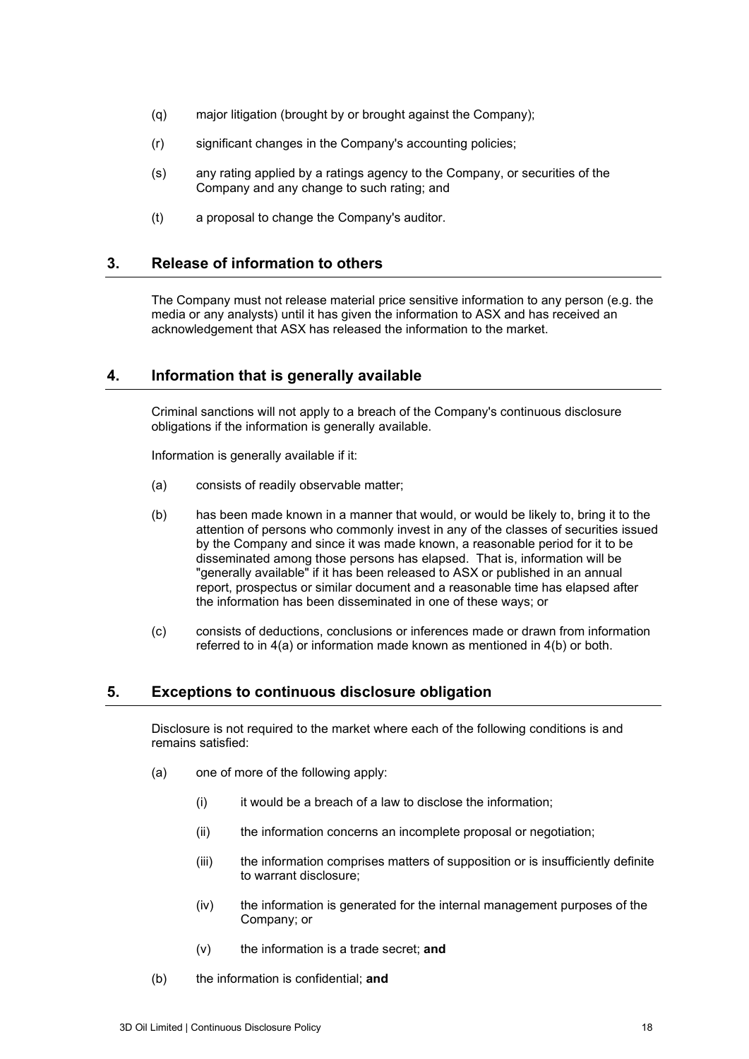(q) major litigation (brought by or brought against the Company);

(r) significant changes in the Company's accounting policies;

(s) any rating applied by a ratings agency to the Company, or securities of the Company and any change to such rating; and

(t) a proposal to change the Company's auditor.

## 3. Release of information to others

The Company must not release material price sensitive information to any person (e.g. the media or any analysts) until it has given the information to ASX and has received an acknowledgement that ASX has released the information to the market.

## 4. Information that is generally available

Criminal sanctions will not apply to a breach of the Company's continuous disclosure obligations if the information is generally available.

Information is generally available if it:

(a) consists of readily observable matter;

(b) has been made known in a manner that would, or would be likely to, bring it to the attention of persons who commonly invest in any of the classes of securities issued by the Company and since it was made known, a reasonable period for it to be disseminated among those persons has elapsed. That is, information will be "generally available" if it has been released to ASX or published in an annual report, prospectus or similar document and a reasonable time has elapsed after the information has been disseminated in one of these ways; or

(c) consists of deductions, conclusions or inferences made or drawn from information referred to in 4(a) or information made known as mentioned in 4(b) or both.

## 5. Exceptions to continuous disclosure obligation

Disclosure is not required to the market where each of the following conditions is and remains satisfied:

(a) one of more of the following apply:

(i) it would be a breach of a law to disclose the information;

(ii) the information concerns an incomplete proposal or negotiation;

(iii) the information comprises matters of supposition or is insufficiently definite to warrant disclosure;

(iv) the information is generated for the internal management purposes of the Company; or

(v) the information is a trade secret; **and**

(b) the information is confidential; **and**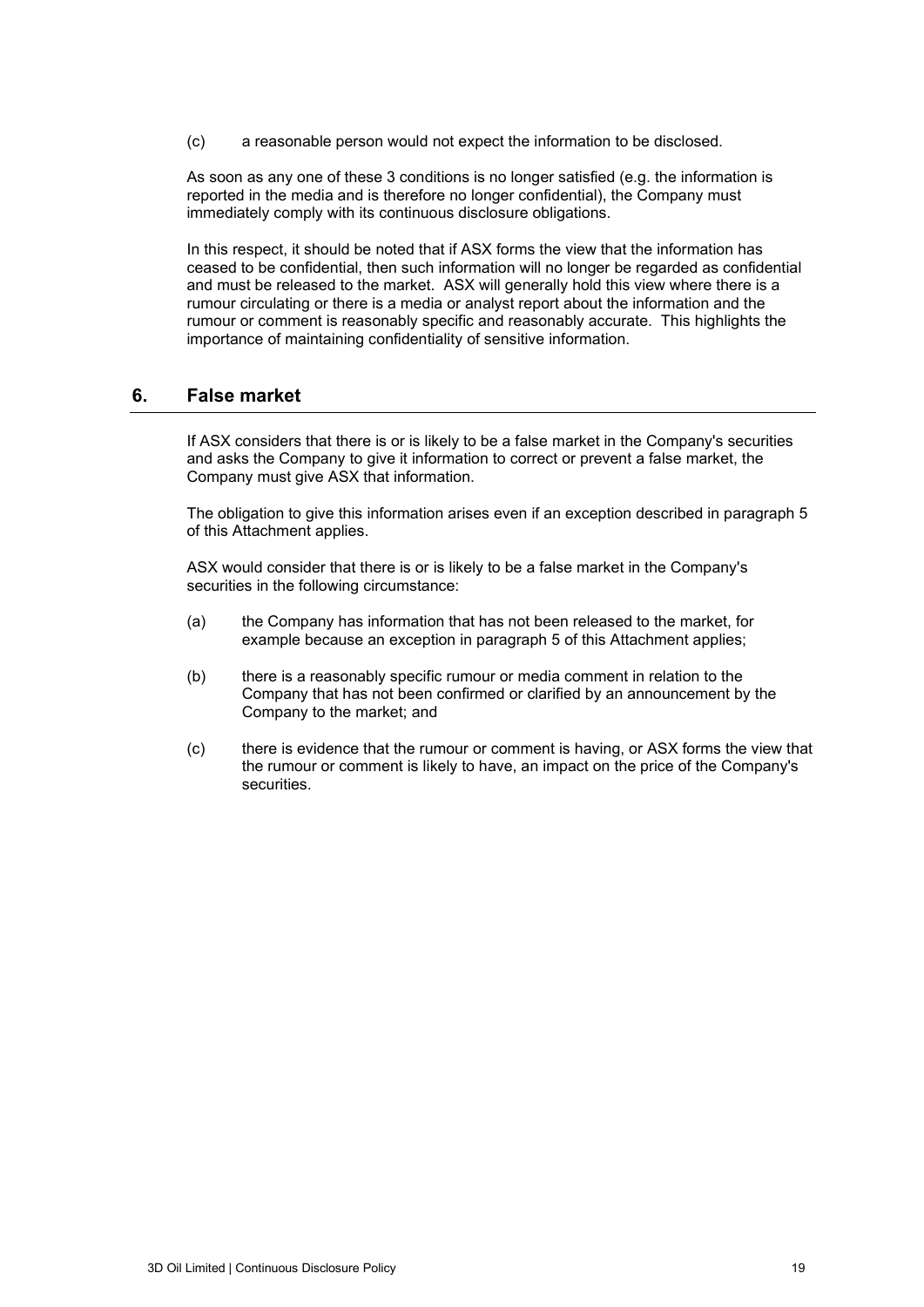(c) a reasonable person would not expect the information to be disclosed.

As soon as any one of these 3 conditions is no longer satisfied (e.g. the information is reported in the media and is therefore no longer confidential), the Company must immediately comply with its continuous disclosure obligations.

In this respect, it should be noted that if ASX forms the view that the information has ceased to be confidential, then such information will no longer be regarded as confidential and must be released to the market. ASX will generally hold this view where there is a rumour circulating or there is a media or analyst report about the information and the rumour or comment is reasonably specific and reasonably accurate. This highlights the importance of maintaining confidentiality of sensitive information.

## 6. False market

If ASX considers that there is or is likely to be a false market in the Company's securities and asks the Company to give it information to correct or prevent a false market, the Company must give ASX that information.

The obligation to give this information arises even if an exception described in paragraph 5 of this Attachment applies.

ASX would consider that there is or is likely to be a false market in the Company's securities in the following circumstance:

(a) the Company has information that has not been released to the market, for example because an exception in paragraph 5 of this Attachment applies;

(b) there is a reasonably specific rumour or media comment in relation to the Company that has not been confirmed or clarified by an announcement by the Company to the market; and

(c) there is evidence that the rumour or comment is having, or ASX forms the view that the rumour or comment is likely to have, an impact on the price of the Company's securities.